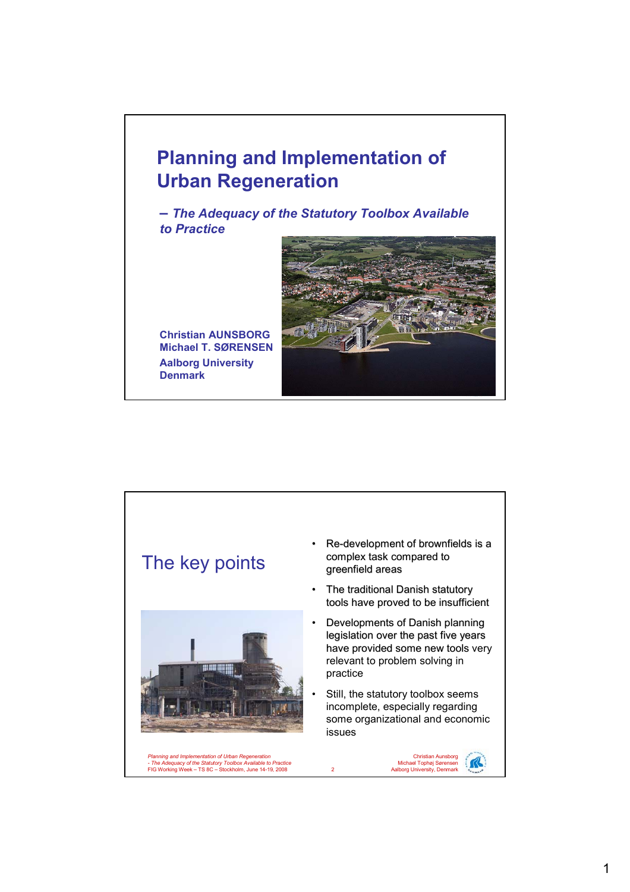# Planning and Implementation of Urban Regeneration

## *– The Adequacy of the Statutory Toolbox Available to Practice*

**Christian AUNSBORG**
**Michael T. SØRENSEN**
**Aalborg University**
**Denmark**

## The key points

- Re-development of brownfields is a complex task compared to greenfield areas
- The traditional Danish statutory tools have proved to be insufficient
- Developments of Danish planning legislation over the past five years have provided some new tools very relevant to problem solving in practice
- Still, the statutory toolbox seems incomplete, especially regarding some organizational and economic issues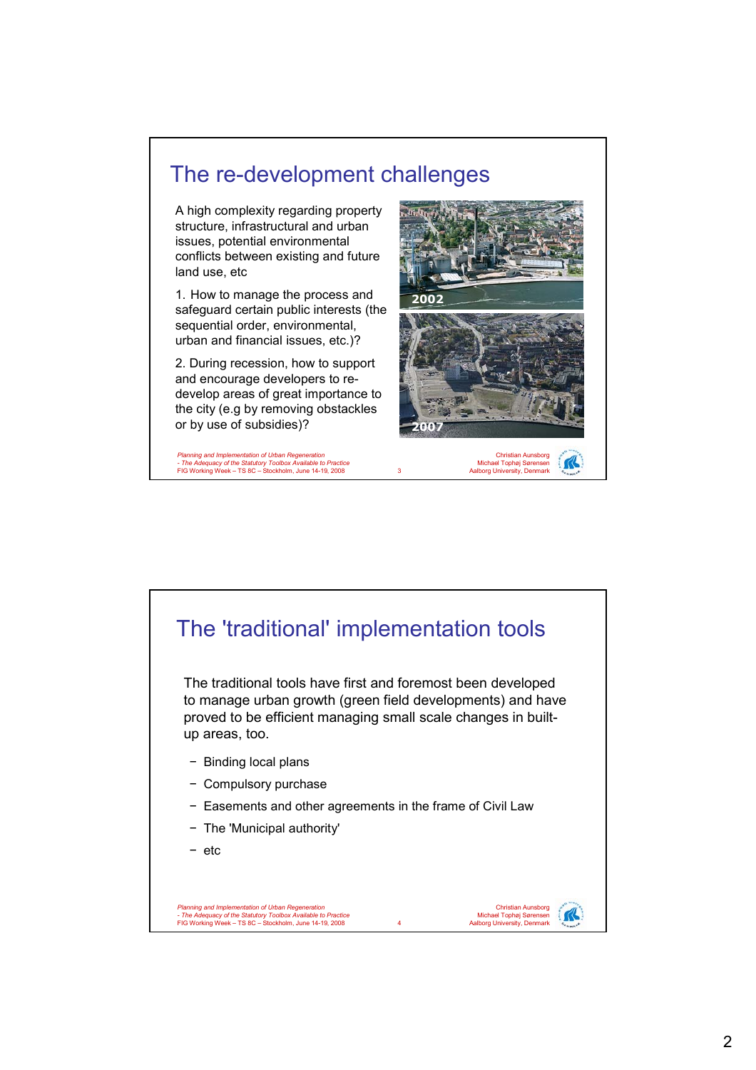## The re-development challenges

A high complexity regarding property structure, infrastructural and urban issues, potential environmental conflicts between existing and future land use, etc

1. How to manage the process and safeguard certain public interests (the sequential order, environmental, urban and financial issues, etc.)?

2. During recession, how to support and encourage developers to re-develop areas of great importance to the city (e.g by removing obstackles or by use of subsidies)?

## The 'traditional' implementation tools

The traditional tools have first and foremost been developed to manage urban growth (green field developments) and have proved to be efficient managing small scale changes in built-up areas, too.

- Binding local plans
- Compulsory purchase
- Easements and other agreements in the frame of Civil Law
- The 'Municipal authority'
- etc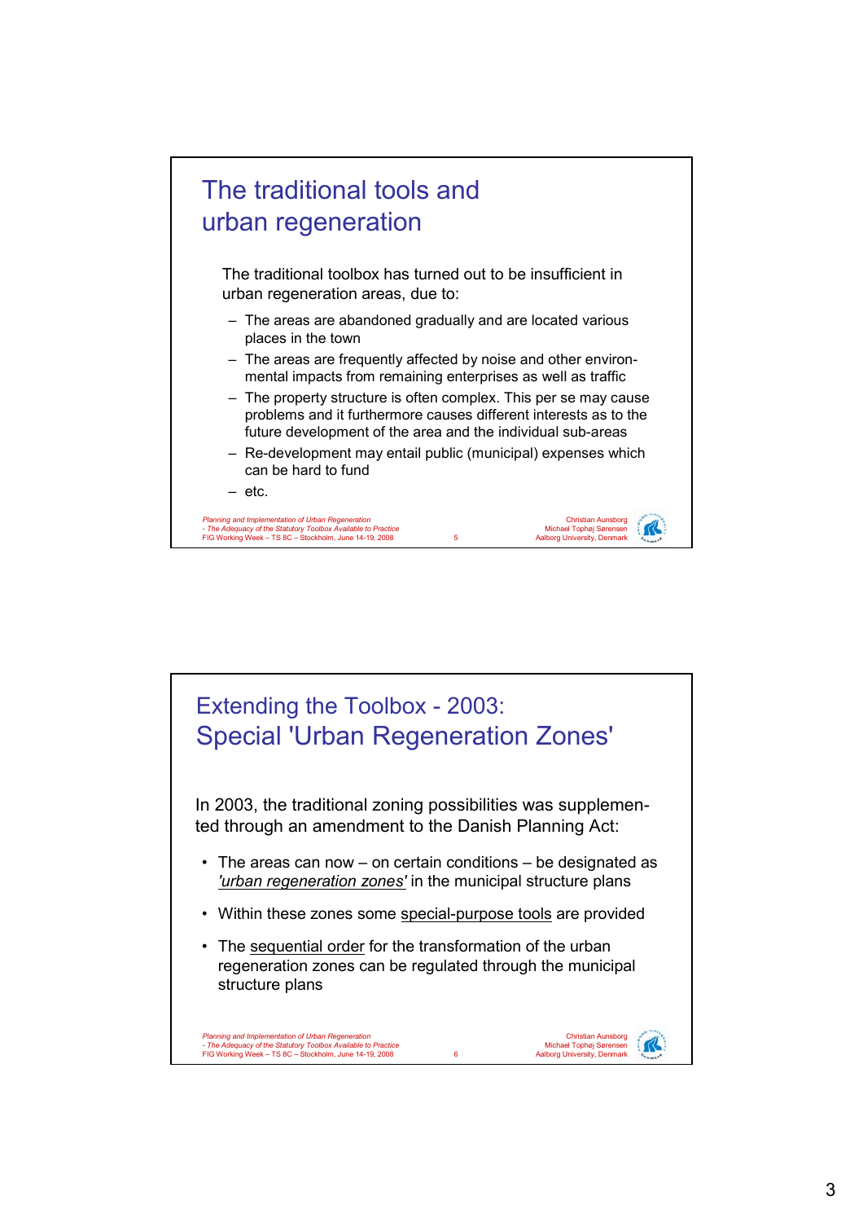## The traditional tools and urban regeneration

The traditional toolbox has turned out to be insufficient in urban regeneration areas, due to:

- The areas are abandoned gradually and are located various places in the town
- The areas are frequently affected by noise and other environmental impacts from remaining enterprises as well as traffic
- The property structure is often complex. This per se may cause problems and it furthermore causes different interests as to the future development of the area and the individual sub-areas
- Re-development may entail public (municipal) expenses which can be hard to fund
- etc.

## Extending the Toolbox - 2003: Special 'Urban Regeneration Zones'

In 2003, the traditional zoning possibilities was supplemented through an amendment to the Danish Planning Act:

- The areas can now – on certain conditions – be designated as *'urban regeneration zones'* in the municipal structure plans
- Within these zones some special-purpose tools are provided
- The sequential order for the transformation of the urban regeneration zones can be regulated through the municipal structure plans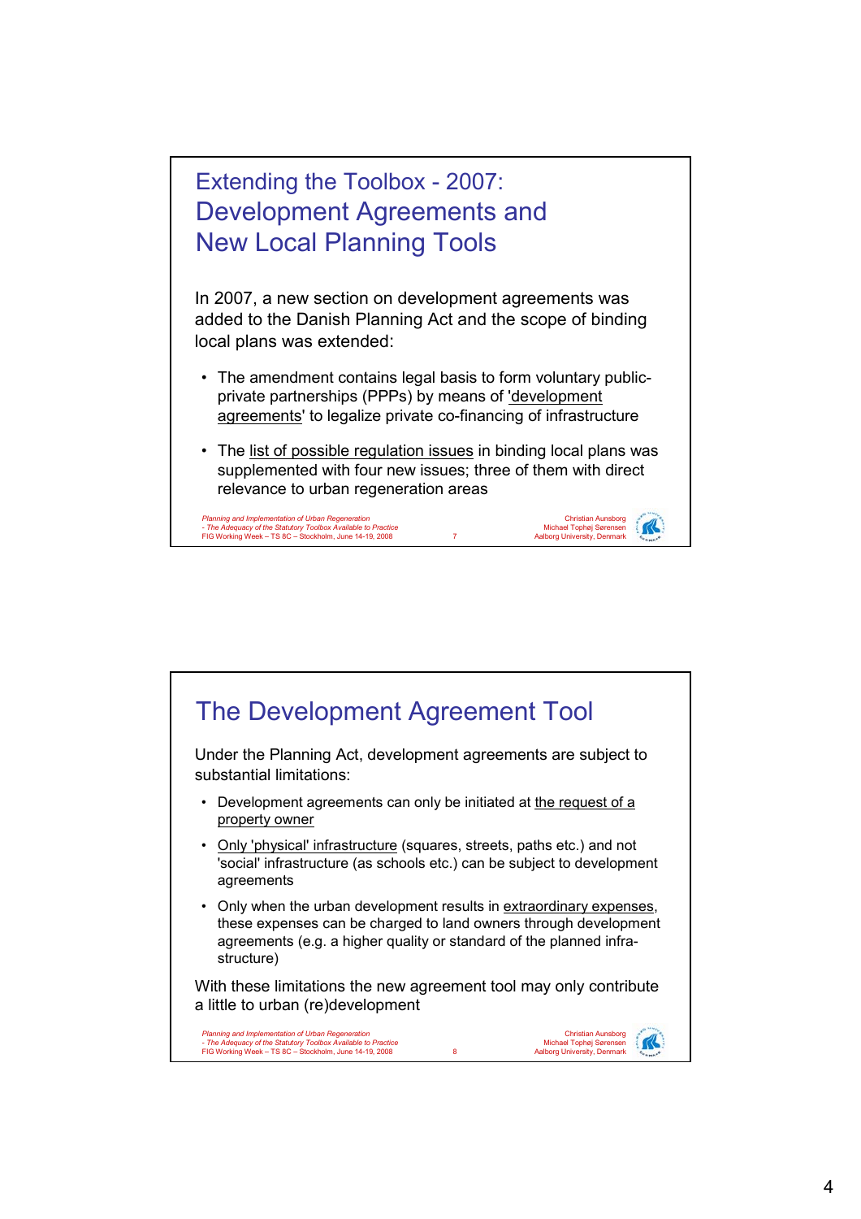## Extending the Toolbox - 2007: Development Agreements and New Local Planning Tools

In 2007, a new section on development agreements was added to the Danish Planning Act and the scope of binding local plans was extended:

- The amendment contains legal basis to form voluntary public-private partnerships (PPPs) by means of 'development agreements' to legalize private co-financing of infrastructure
- The list of possible regulation issues in binding local plans was supplemented with four new issues; three of them with direct relevance to urban regeneration areas

## The Development Agreement Tool

Under the Planning Act, development agreements are subject to substantial limitations:

- Development agreements can only be initiated at the request of a property owner
- Only 'physical' infrastructure (squares, streets, paths etc.) and not 'social' infrastructure (as schools etc.) can be subject to development agreements
- Only when the urban development results in extraordinary expenses, these expenses can be charged to land owners through development agreements (e.g. a higher quality or standard of the planned infra-structure)

With these limitations the new agreement tool may only contribute a little to urban (re)development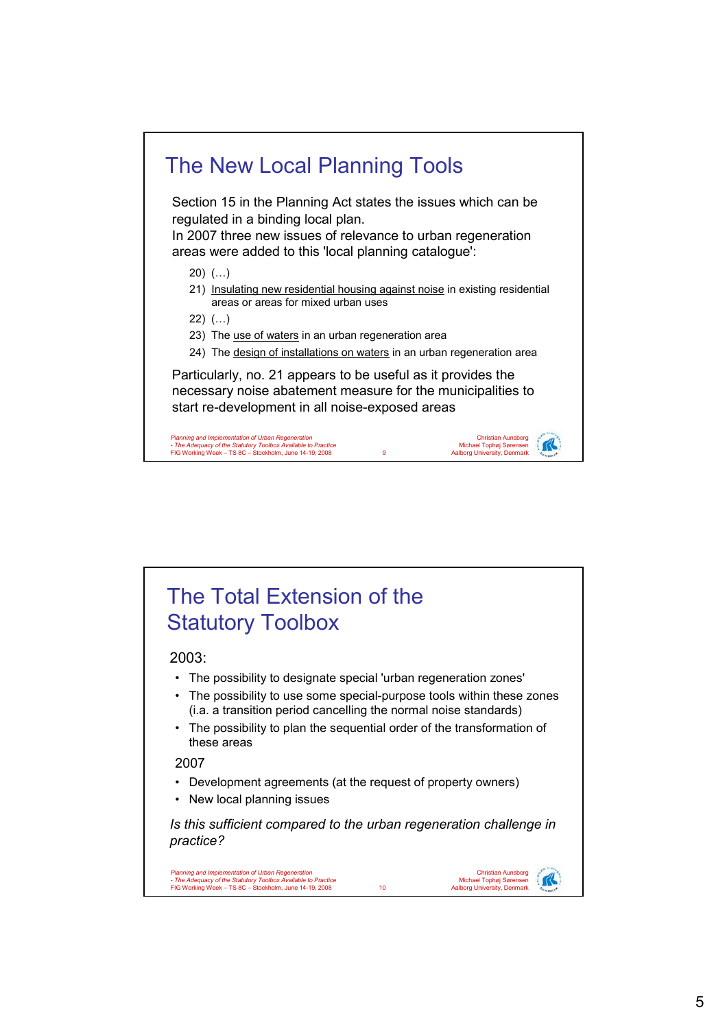## The New Local Planning Tools

Section 15 in the Planning Act states the issues which can be regulated in a binding local plan.
In 2007 three new issues of relevance to urban regeneration areas were added to this 'local planning catalogue':

20) (…)
21) Insulating new residential housing against noise in existing residential areas or areas for mixed urban uses
22) (…)
23) The use of waters in an urban regeneration area
24) The design of installations on waters in an urban regeneration area

Particularly, no. 21 appears to be useful as it provides the necessary noise abatement measure for the municipalities to start re-development in all noise-exposed areas

## The Total Extension of the Statutory Toolbox

2003:

- The possibility to designate special 'urban regeneration zones'
- The possibility to use some special-purpose tools within these zones (i.a. a transition period cancelling the normal noise standards)
- The possibility to plan the sequential order of the transformation of these areas

2007

- Development agreements (at the request of property owners)
- New local planning issues

*Is this sufficient compared to the urban regeneration challenge in practice?*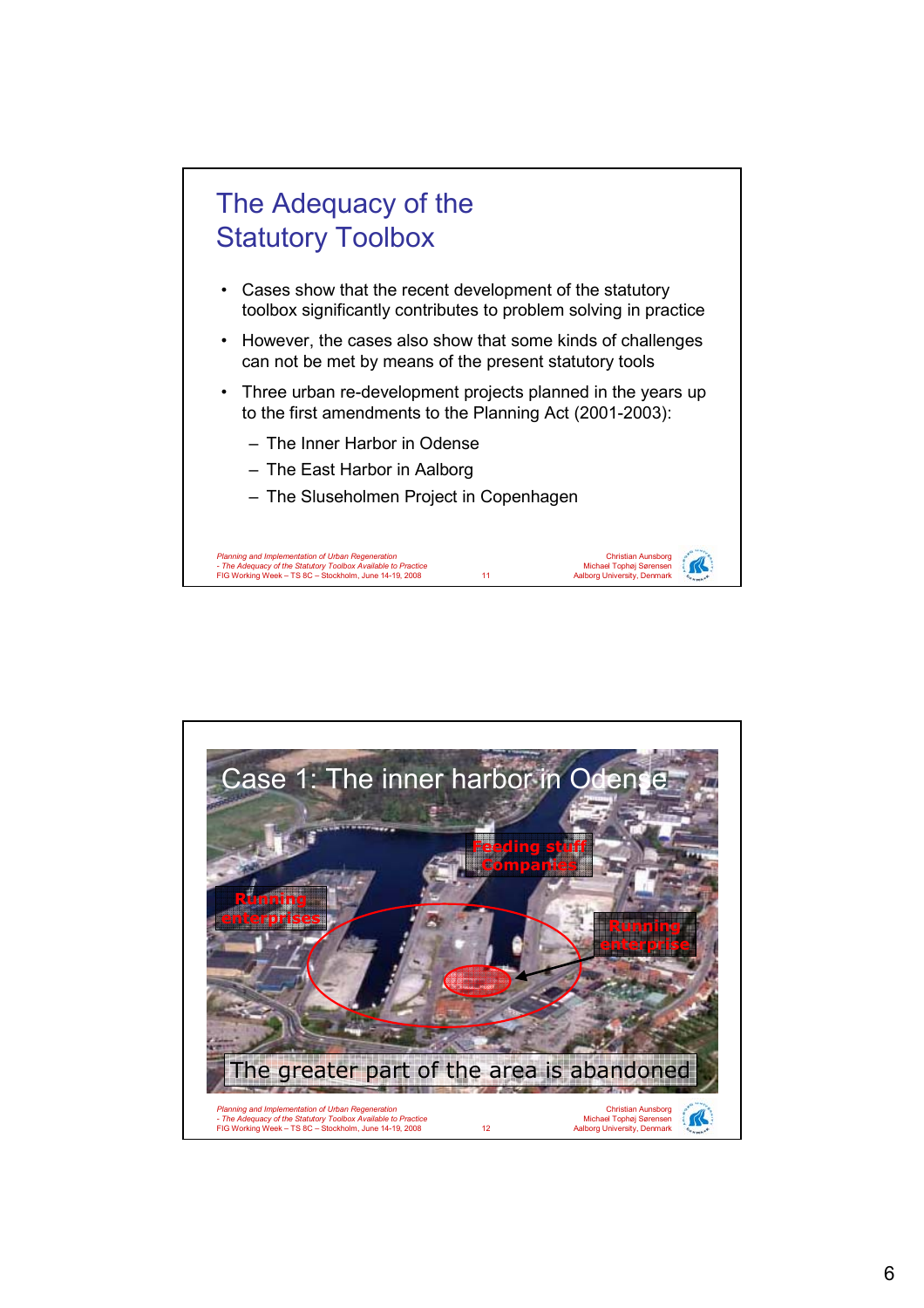## The Adequacy of the Statutory Toolbox

- Cases show that the recent development of the statutory toolbox significantly contributes to problem solving in practice
- However, the cases also show that some kinds of challenges can not be met by means of the present statutory tools
- Three urban re-development projects planned in the years up to the first amendments to the Planning Act (2001-2003):
  - The Inner Harbor in Odense
  - The East Harbor in Aalborg
  - The Sluseholmen Project in Copenhagen

## Case 1: The inner harbor in Odense

Feeding stuff companies

Running enterprises

Running enterprise

The greater part of the area is abandoned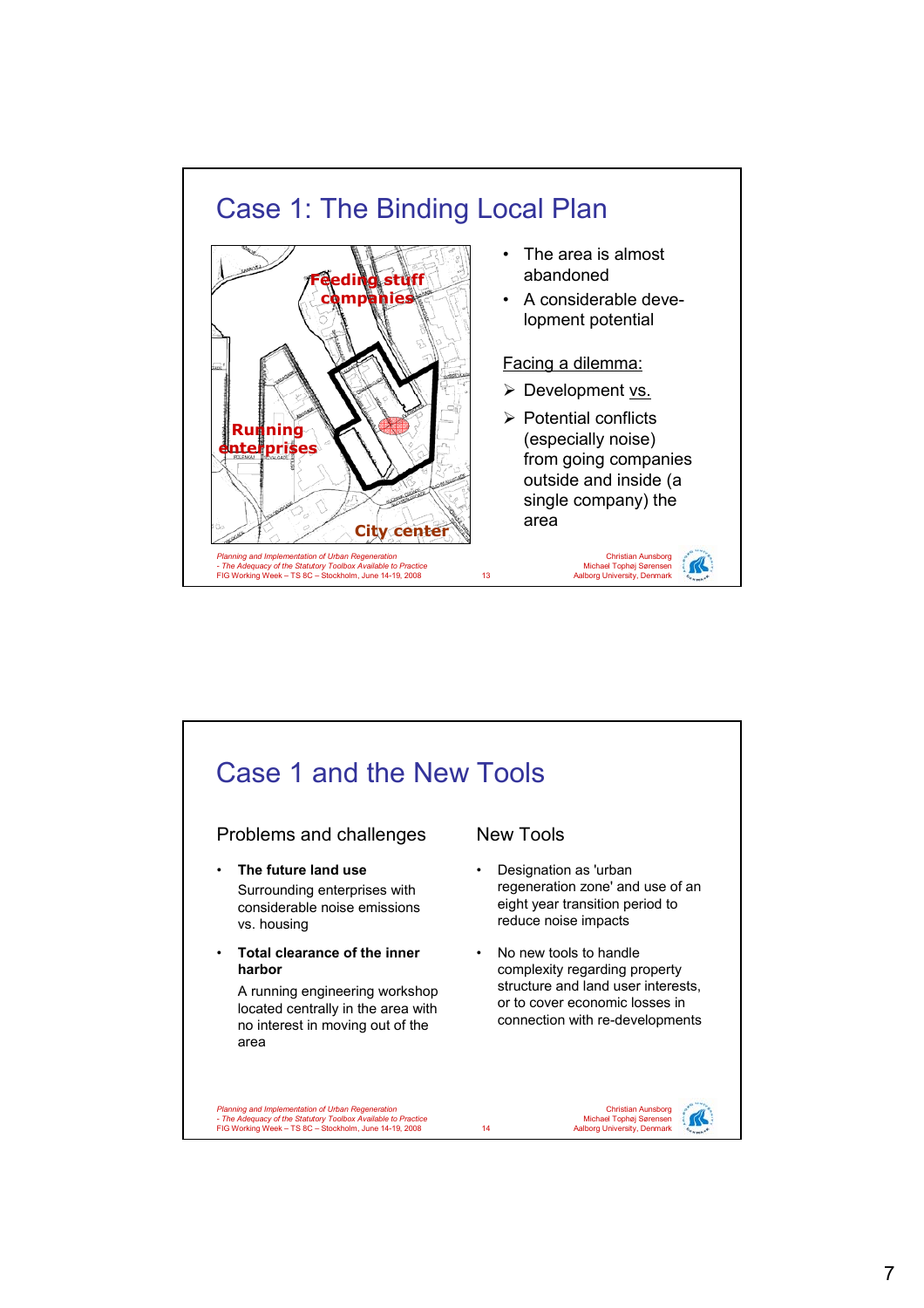# Case 1: The Binding Local Plan

Feeding stuff companies

Running enterprises

City center

- The area is almost abandoned
- A considerable deve-lopment potential

Facing a dilemma:

- Development vs.
- Potential conflicts (especially noise) from going companies outside and inside (a single company) the area

# Case 1 and the New Tools

## Problems and challenges

- **The future land use**

  Surrounding enterprises with considerable noise emissions vs. housing

- **Total clearance of the inner harbor**

  A running engineering workshop located centrally in the area with no interest in moving out of the area

## New Tools

- Designation as 'urban regeneration zone' and use of an eight year transition period to reduce noise impacts
- No new tools to handle complexity regarding property structure and land user interests, or to cover economic losses in connection with re-developments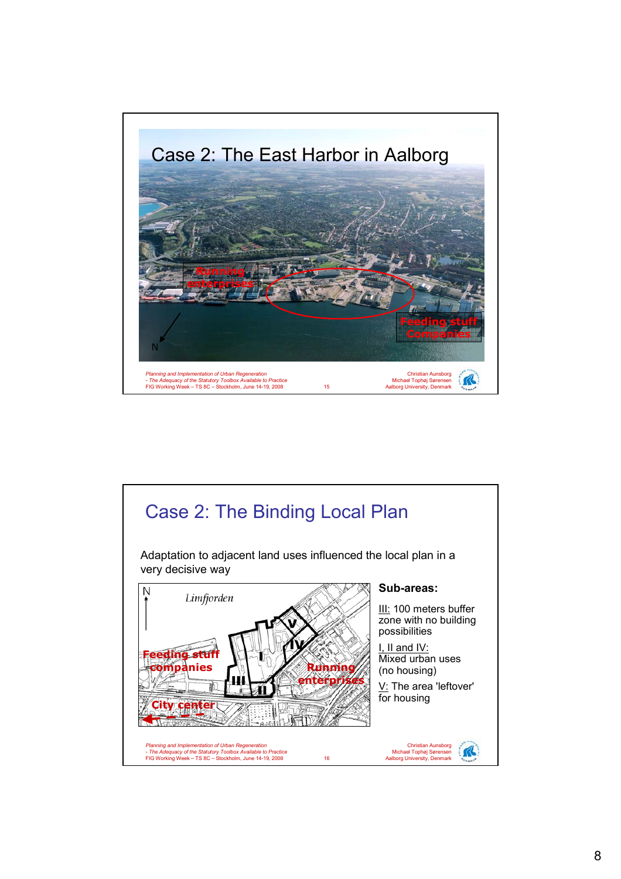# Case 2: The East Harbor in Aalborg

Running enterprises

Feeding stuff Companies

N

# Case 2: The Binding Local Plan

Adaptation to adjacent land uses influenced the local plan in a very decisive way

N

Limfjorden

Feeding stuff companies

Running enterprises

City center

I II III IV V

**Sub-areas:**

III: 100 meters buffer zone with no building possibilities

I, II and IV:
Mixed urban uses (no housing)

V: The area 'leftover' for housing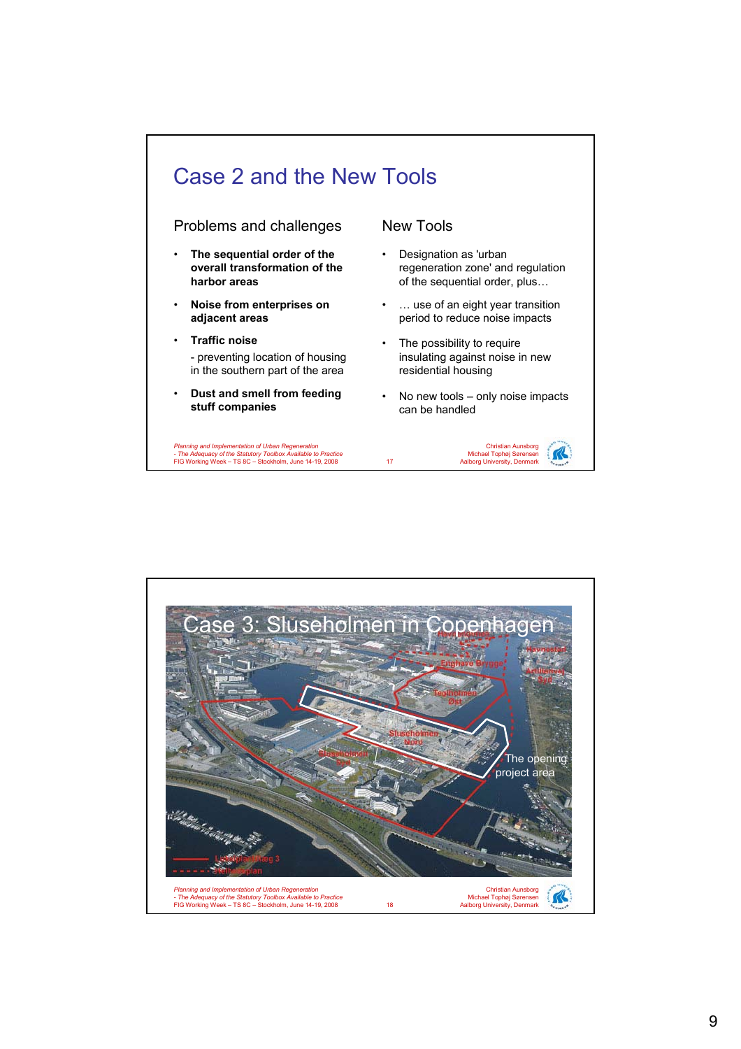# Case 2 and the New Tools

## Problems and challenges

- **The sequential order of the overall transformation of the harbor areas**
- **Noise from enterprises on adjacent areas**
- **Traffic noise**
  - preventing location of housing in the southern part of the area
- **Dust and smell from feeding stuff companies**

## New Tools

- Designation as 'urban regeneration zone' and regulation of the sequential order, plus…
- … use of an eight year transition period to reduce noise impacts
- The possibility to require insulating against noise in new residential housing
- No new tools – only noise impacts can be handled

# Case 3: Sluseholmen in Copenhagen

The opening project area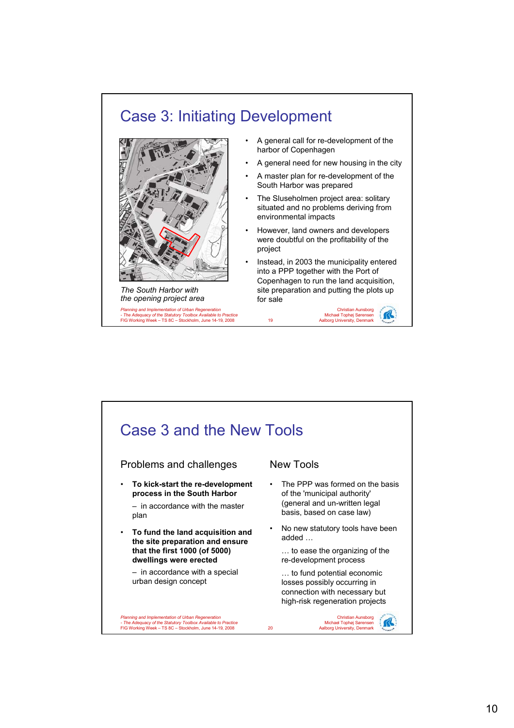# Case 3: Initiating Development

*The South Harbor with the opening project area*

- A general call for re-development of the harbor of Copenhagen
- A general need for new housing in the city
- A master plan for re-development of the South Harbor was prepared
- The Sluseholmen project area: solitary situated and no problems deriving from environmental impacts
- However, land owners and developers were doubtful on the profitability of the project
- Instead, in 2003 the municipality entered into a PPP together with the Port of Copenhagen to run the land acquisition, site preparation and putting the plots up for sale

# Case 3 and the New Tools

## Problems and challenges

- **To kick-start the re-development process in the South Harbor**
  - in accordance with the master plan
- **To fund the land acquisition and the site preparation and ensure that the first 1000 (of 5000) dwellings were erected**
  - in accordance with a special urban design concept

## New Tools

- The PPP was formed on the basis of the 'municipal authority' (general and un-written legal basis, based on case law)
- No new statutory tools have been added …

  … to ease the organizing of the re-development process

  … to fund potential economic losses possibly occurring in connection with necessary but high-risk regeneration projects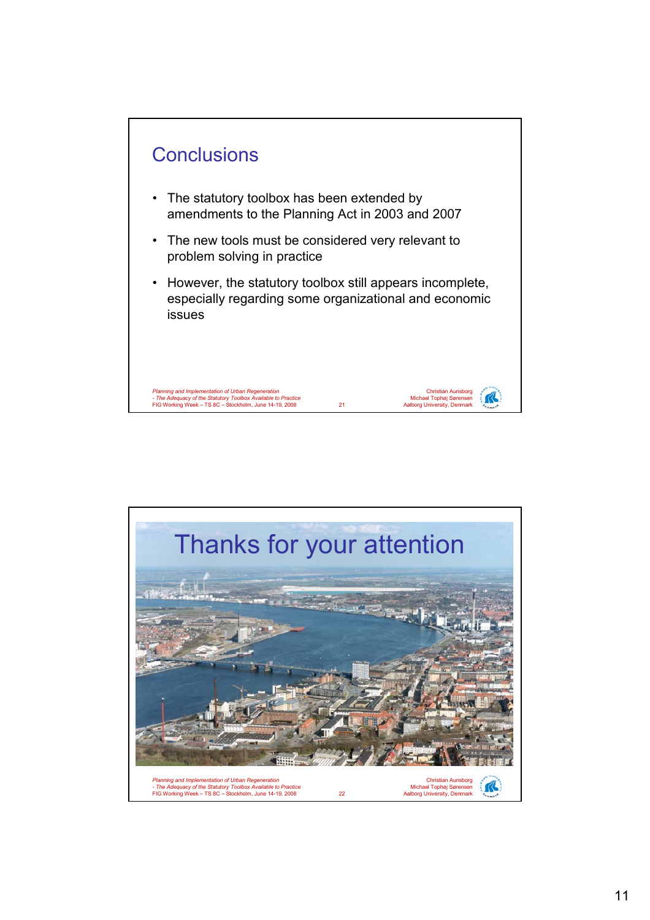## Conclusions

- The statutory toolbox has been extended by amendments to the Planning Act in 2003 and 2007
- The new tools must be considered very relevant to problem solving in practice
- However, the statutory toolbox still appears incomplete, especially regarding some organizational and economic issues

## Thanks for your attention